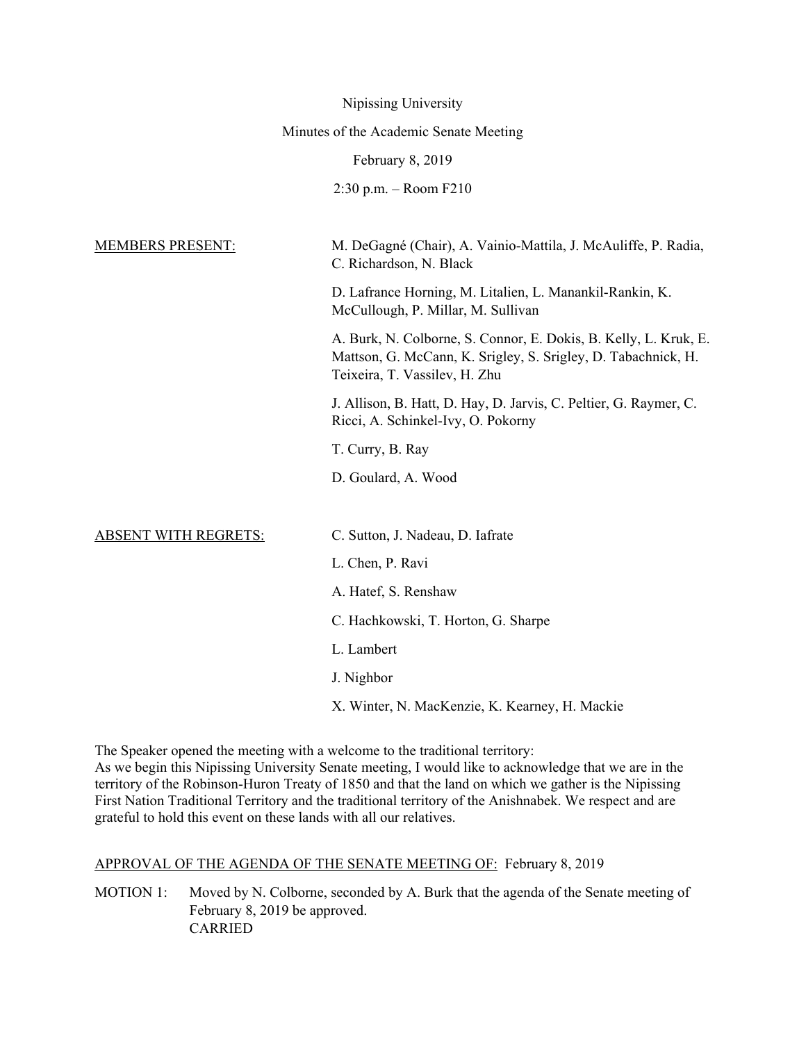Nipissing University

Minutes of the Academic Senate Meeting

February 8, 2019

2:30 p.m. – Room F210

MEMBERS PRESENT: M. DeGagné (Chair), A. Vainio-Mattila, J. McAuliffe, P. Radia, C. Richardson, N. Black

D. Lafrance Horning, M. Litalien, L. Manankil-Rankin, K. McCullough, P. Millar, M. Sullivan

A. Burk, N. Colborne, S. Connor, E. Dokis, B. Kelly, L. Kruk, E. Mattson, G. McCann, K. Srigley, S. Srigley, D. Tabachnick, H. Teixeira, T. Vassilev, H. Zhu

J. Allison, B. Hatt, D. Hay, D. Jarvis, C. Peltier, G. Raymer, C. Ricci, A. Schinkel-Ivy, O. Pokorny

T. Curry, B. Ray

D. Goulard, A. Wood

ABSENT WITH REGRETS: C. Sutton, J. Nadeau, D. Iafrate

L. Chen, P. Ravi

A. Hatef, S. Renshaw

C. Hachkowski, T. Horton, G. Sharpe

L. Lambert

J. Nighbor

X. Winter, N. MacKenzie, K. Kearney, H. Mackie

The Speaker opened the meeting with a welcome to the traditional territory:
As we begin this Nipissing University Senate meeting, I would like to acknowledge that we are in the territory of the Robinson-Huron Treaty of 1850 and that the land on which we gather is the Nipissing First Nation Traditional Territory and the traditional territory of the Anishnabek. We respect and are grateful to hold this event on these lands with all our relatives.

APPROVAL OF THE AGENDA OF THE SENATE MEETING OF: February 8, 2019

MOTION 1: Moved by N. Colborne, seconded by A. Burk that the agenda of the Senate meeting of February 8, 2019 be approved.
CARRIED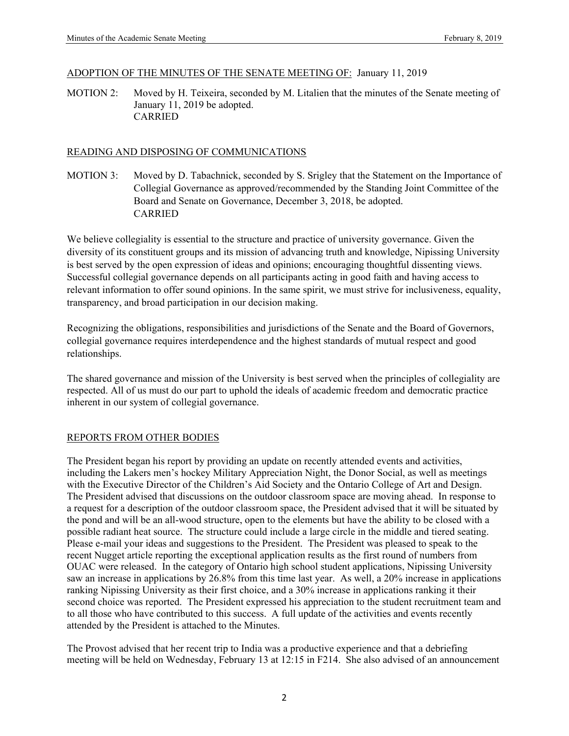ADOPTION OF THE MINUTES OF THE SENATE MEETING OF: January 11, 2019

MOTION 2: Moved by H. Teixeira, seconded by M. Litalien that the minutes of the Senate meeting of January 11, 2019 be adopted.
CARRIED

READING AND DISPOSING OF COMMUNICATIONS

MOTION 3: Moved by D. Tabachnick, seconded by S. Srigley that the Statement on the Importance of Collegial Governance as approved/recommended by the Standing Joint Committee of the Board and Senate on Governance, December 3, 2018, be adopted.
CARRIED

We believe collegiality is essential to the structure and practice of university governance. Given the diversity of its constituent groups and its mission of advancing truth and knowledge, Nipissing University is best served by the open expression of ideas and opinions; encouraging thoughtful dissenting views. Successful collegial governance depends on all participants acting in good faith and having access to relevant information to offer sound opinions. In the same spirit, we must strive for inclusiveness, equality, transparency, and broad participation in our decision making.

Recognizing the obligations, responsibilities and jurisdictions of the Senate and the Board of Governors, collegial governance requires interdependence and the highest standards of mutual respect and good relationships.

The shared governance and mission of the University is best served when the principles of collegiality are respected. All of us must do our part to uphold the ideals of academic freedom and democratic practice inherent in our system of collegial governance.

REPORTS FROM OTHER BODIES

The President began his report by providing an update on recently attended events and activities, including the Lakers men's hockey Military Appreciation Night, the Donor Social, as well as meetings with the Executive Director of the Children's Aid Society and the Ontario College of Art and Design. The President advised that discussions on the outdoor classroom space are moving ahead. In response to a request for a description of the outdoor classroom space, the President advised that it will be situated by the pond and will be an all-wood structure, open to the elements but have the ability to be closed with a possible radiant heat source. The structure could include a large circle in the middle and tiered seating. Please e-mail your ideas and suggestions to the President. The President was pleased to speak to the recent Nugget article reporting the exceptional application results as the first round of numbers from OUAC were released. In the category of Ontario high school student applications, Nipissing University saw an increase in applications by 26.8% from this time last year. As well, a 20% increase in applications ranking Nipissing University as their first choice, and a 30% increase in applications ranking it their second choice was reported. The President expressed his appreciation to the student recruitment team and to all those who have contributed to this success. A full update of the activities and events recently attended by the President is attached to the Minutes.

The Provost advised that her recent trip to India was a productive experience and that a debriefing meeting will be held on Wednesday, February 13 at 12:15 in F214. She also advised of an announcement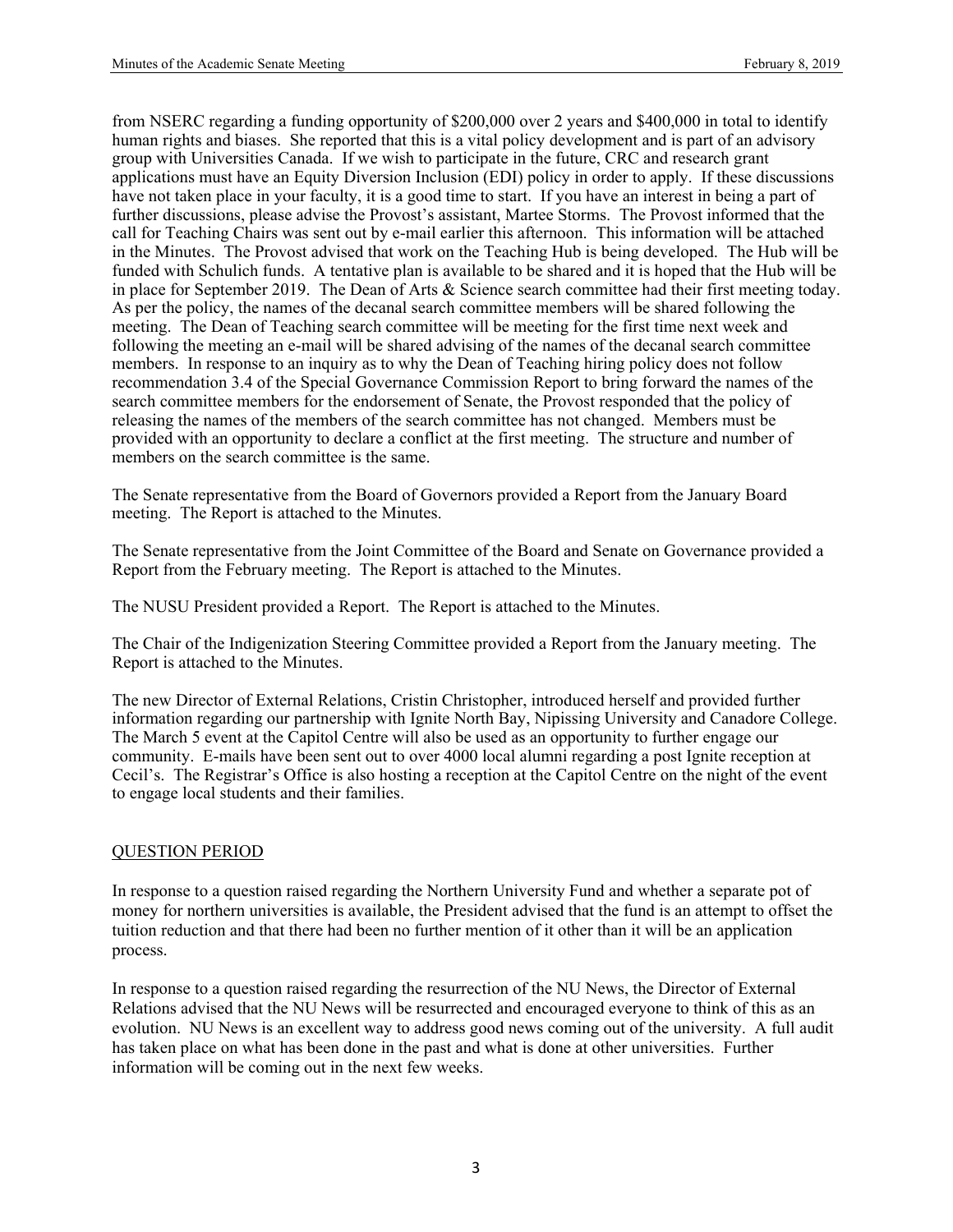from NSERC regarding a funding opportunity of $200,000 over 2 years and $400,000 in total to identify human rights and biases. She reported that this is a vital policy development and is part of an advisory group with Universities Canada. If we wish to participate in the future, CRC and research grant applications must have an Equity Diversion Inclusion (EDI) policy in order to apply. If these discussions have not taken place in your faculty, it is a good time to start. If you have an interest in being a part of further discussions, please advise the Provost's assistant, Martee Storms. The Provost informed that the call for Teaching Chairs was sent out by e-mail earlier this afternoon. This information will be attached in the Minutes. The Provost advised that work on the Teaching Hub is being developed. The Hub will be funded with Schulich funds. A tentative plan is available to be shared and it is hoped that the Hub will be in place for September 2019. The Dean of Arts & Science search committee had their first meeting today. As per the policy, the names of the decanal search committee members will be shared following the meeting. The Dean of Teaching search committee will be meeting for the first time next week and following the meeting an e-mail will be shared advising of the names of the decanal search committee members. In response to an inquiry as to why the Dean of Teaching hiring policy does not follow recommendation 3.4 of the Special Governance Commission Report to bring forward the names of the search committee members for the endorsement of Senate, the Provost responded that the policy of releasing the names of the members of the search committee has not changed. Members must be provided with an opportunity to declare a conflict at the first meeting. The structure and number of members on the search committee is the same.

The Senate representative from the Board of Governors provided a Report from the January Board meeting. The Report is attached to the Minutes.

The Senate representative from the Joint Committee of the Board and Senate on Governance provided a Report from the February meeting. The Report is attached to the Minutes.

The NUSU President provided a Report. The Report is attached to the Minutes.

The Chair of the Indigenization Steering Committee provided a Report from the January meeting. The Report is attached to the Minutes.

The new Director of External Relations, Cristin Christopher, introduced herself and provided further information regarding our partnership with Ignite North Bay, Nipissing University and Canadore College. The March 5 event at the Capitol Centre will also be used as an opportunity to further engage our community. E-mails have been sent out to over 4000 local alumni regarding a post Ignite reception at Cecil's. The Registrar's Office is also hosting a reception at the Capitol Centre on the night of the event to engage local students and their families.

## QUESTION PERIOD

In response to a question raised regarding the Northern University Fund and whether a separate pot of money for northern universities is available, the President advised that the fund is an attempt to offset the tuition reduction and that there had been no further mention of it other than it will be an application process.

In response to a question raised regarding the resurrection of the NU News, the Director of External Relations advised that the NU News will be resurrected and encouraged everyone to think of this as an evolution. NU News is an excellent way to address good news coming out of the university. A full audit has taken place on what has been done in the past and what is done at other universities. Further information will be coming out in the next few weeks.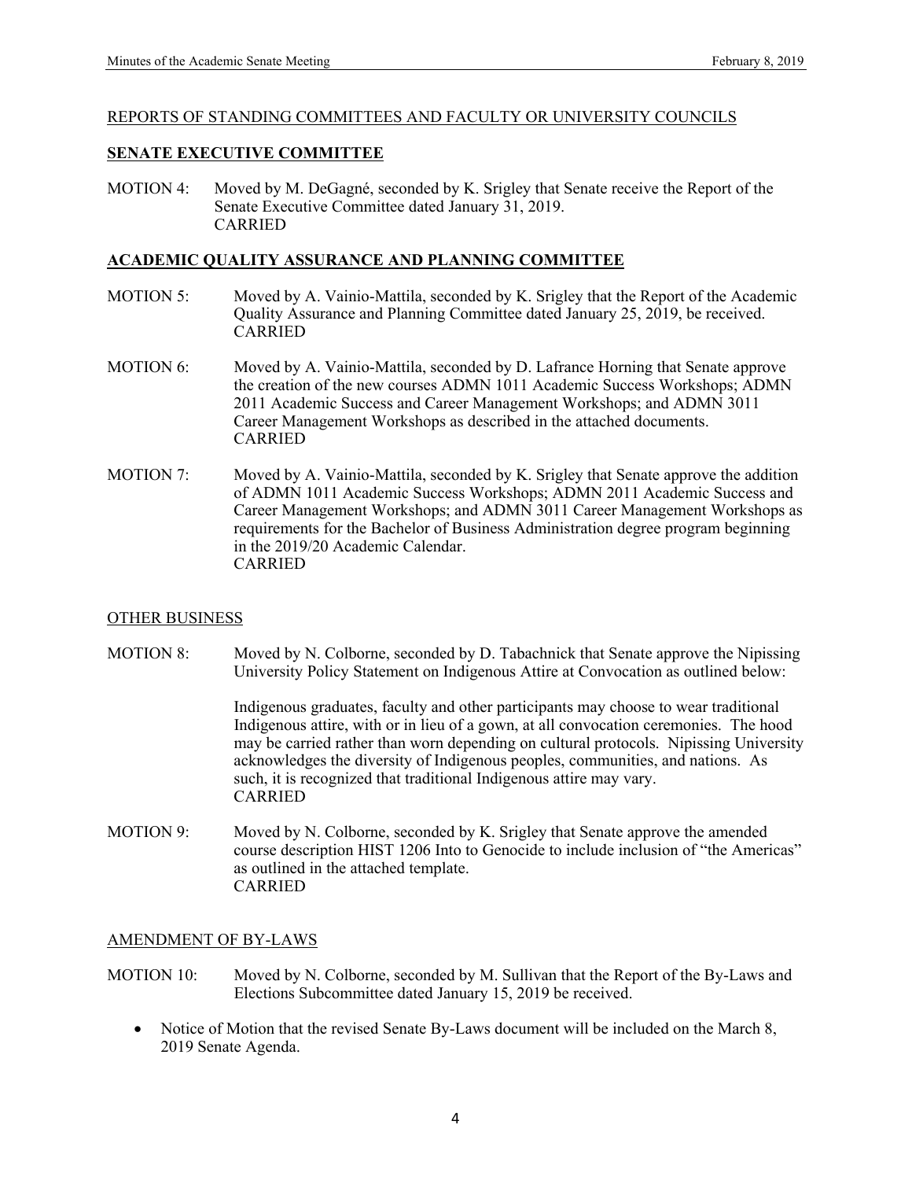REPORTS OF STANDING COMMITTEES AND FACULTY OR UNIVERSITY COUNCILS

## SENATE EXECUTIVE COMMITTEE

MOTION 4: Moved by M. DeGagné, seconded by K. Srigley that Senate receive the Report of the Senate Executive Committee dated January 31, 2019.
CARRIED

## ACADEMIC QUALITY ASSURANCE AND PLANNING COMMITTEE

MOTION 5: Moved by A. Vainio-Mattila, seconded by K. Srigley that the Report of the Academic Quality Assurance and Planning Committee dated January 25, 2019, be received.
CARRIED

MOTION 6: Moved by A. Vainio-Mattila, seconded by D. Lafrance Horning that Senate approve the creation of the new courses ADMN 1011 Academic Success Workshops; ADMN 2011 Academic Success and Career Management Workshops; and ADMN 3011 Career Management Workshops as described in the attached documents.
CARRIED

MOTION 7: Moved by A. Vainio-Mattila, seconded by K. Srigley that Senate approve the addition of ADMN 1011 Academic Success Workshops; ADMN 2011 Academic Success and Career Management Workshops; and ADMN 3011 Career Management Workshops as requirements for the Bachelor of Business Administration degree program beginning in the 2019/20 Academic Calendar.
CARRIED

OTHER BUSINESS

MOTION 8: Moved by N. Colborne, seconded by D. Tabachnick that Senate approve the Nipissing University Policy Statement on Indigenous Attire at Convocation as outlined below:

Indigenous graduates, faculty and other participants may choose to wear traditional Indigenous attire, with or in lieu of a gown, at all convocation ceremonies. The hood may be carried rather than worn depending on cultural protocols. Nipissing University acknowledges the diversity of Indigenous peoples, communities, and nations. As such, it is recognized that traditional Indigenous attire may vary.
CARRIED

MOTION 9: Moved by N. Colborne, seconded by K. Srigley that Senate approve the amended course description HIST 1206 Into to Genocide to include inclusion of "the Americas" as outlined in the attached template.
CARRIED

AMENDMENT OF BY-LAWS

MOTION 10: Moved by N. Colborne, seconded by M. Sullivan that the Report of the By-Laws and Elections Subcommittee dated January 15, 2019 be received.

- Notice of Motion that the revised Senate By-Laws document will be included on the March 8, 2019 Senate Agenda.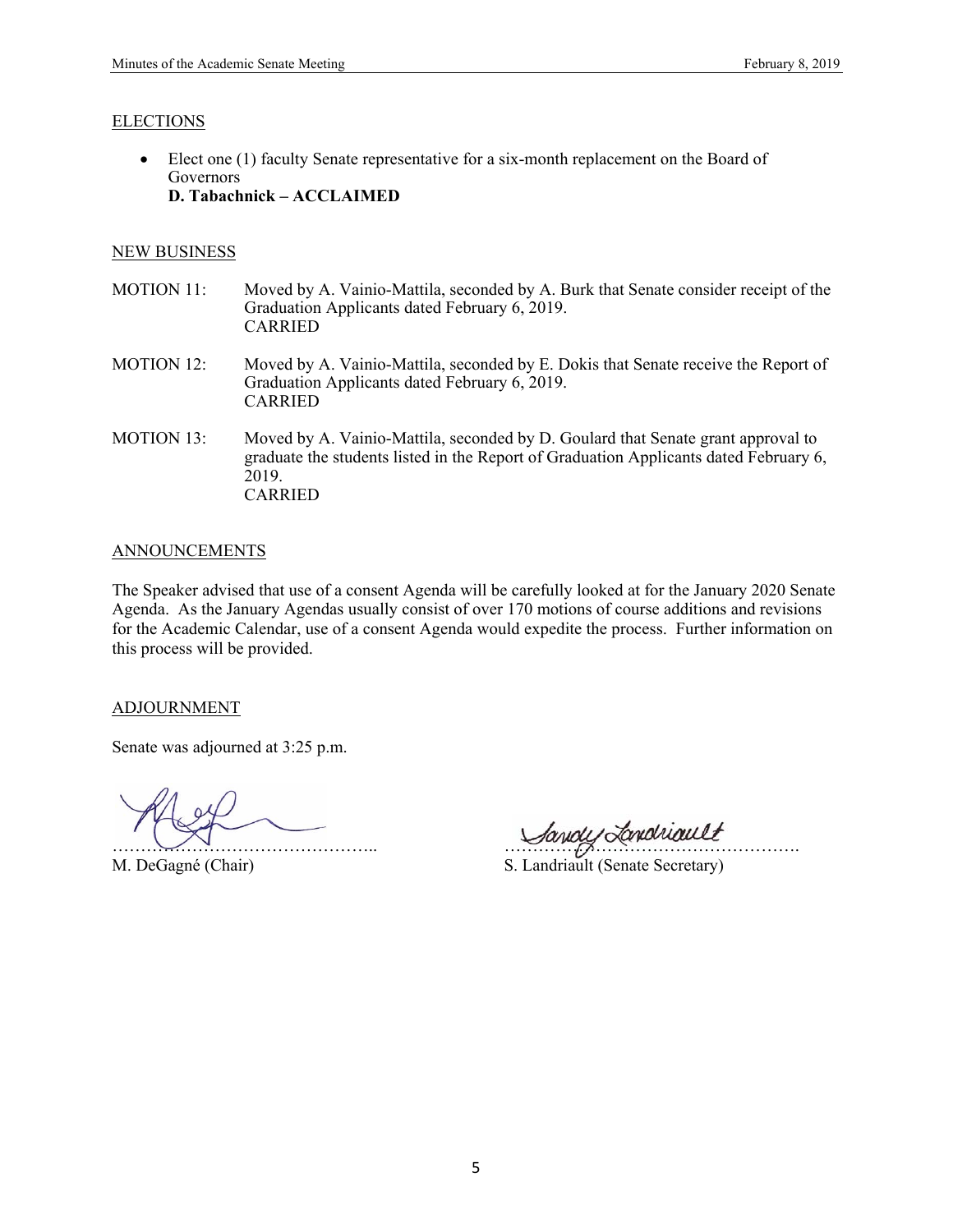## ELECTIONS

- Elect one (1) faculty Senate representative for a six-month replacement on the Board of Governors
  **D. Tabachnick – ACCLAIMED**

## NEW BUSINESS

MOTION 11: Moved by A. Vainio-Mattila, seconded by A. Burk that Senate consider receipt of the Graduation Applicants dated February 6, 2019.
CARRIED

MOTION 12: Moved by A. Vainio-Mattila, seconded by E. Dokis that Senate receive the Report of Graduation Applicants dated February 6, 2019.
CARRIED

MOTION 13: Moved by A. Vainio-Mattila, seconded by D. Goulard that Senate grant approval to graduate the students listed in the Report of Graduation Applicants dated February 6, 2019.
CARRIED

## ANNOUNCEMENTS

The Speaker advised that use of a consent Agenda will be carefully looked at for the January 2020 Senate Agenda. As the January Agendas usually consist of over 170 motions of course additions and revisions for the Academic Calendar, use of a consent Agenda would expedite the process. Further information on this process will be provided.

## ADJOURNMENT

Senate was adjourned at 3:25 p.m.

……………………………………….. ……………………………………………

M. DeGagné (Chair) S. Landriault (Senate Secretary)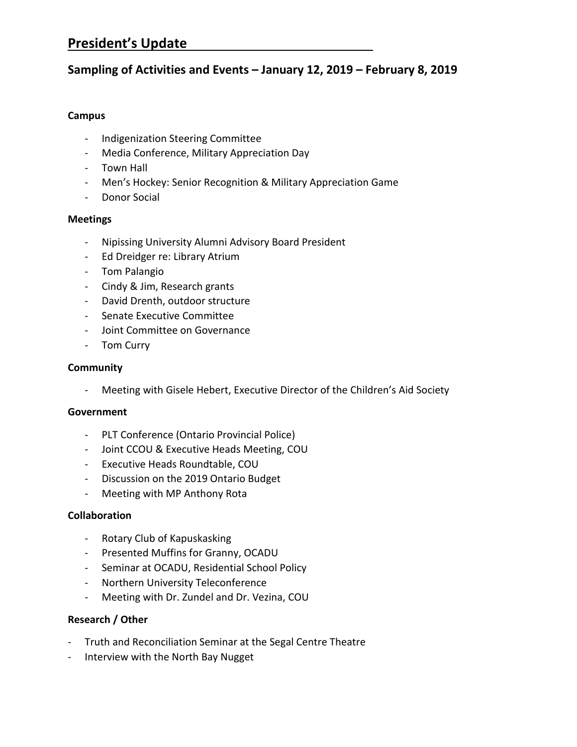# President's Update

## Sampling of Activities and Events – January 12, 2019 – February 8, 2019

**Campus**

- Indigenization Steering Committee
- Media Conference, Military Appreciation Day
- Town Hall
- Men's Hockey: Senior Recognition & Military Appreciation Game
- Donor Social

**Meetings**

- Nipissing University Alumni Advisory Board President
- Ed Dreidger re: Library Atrium
- Tom Palangio
- Cindy & Jim, Research grants
- David Drenth, outdoor structure
- Senate Executive Committee
- Joint Committee on Governance
- Tom Curry

**Community**

- Meeting with Gisele Hebert, Executive Director of the Children's Aid Society

**Government**

- PLT Conference (Ontario Provincial Police)
- Joint CCOU & Executive Heads Meeting, COU
- Executive Heads Roundtable, COU
- Discussion on the 2019 Ontario Budget
- Meeting with MP Anthony Rota

**Collaboration**

- Rotary Club of Kapuskasking
- Presented Muffins for Granny, OCADU
- Seminar at OCADU, Residential School Policy
- Northern University Teleconference
- Meeting with Dr. Zundel and Dr. Vezina, COU

**Research / Other**

- Truth and Reconciliation Seminar at the Segal Centre Theatre
- Interview with the North Bay Nugget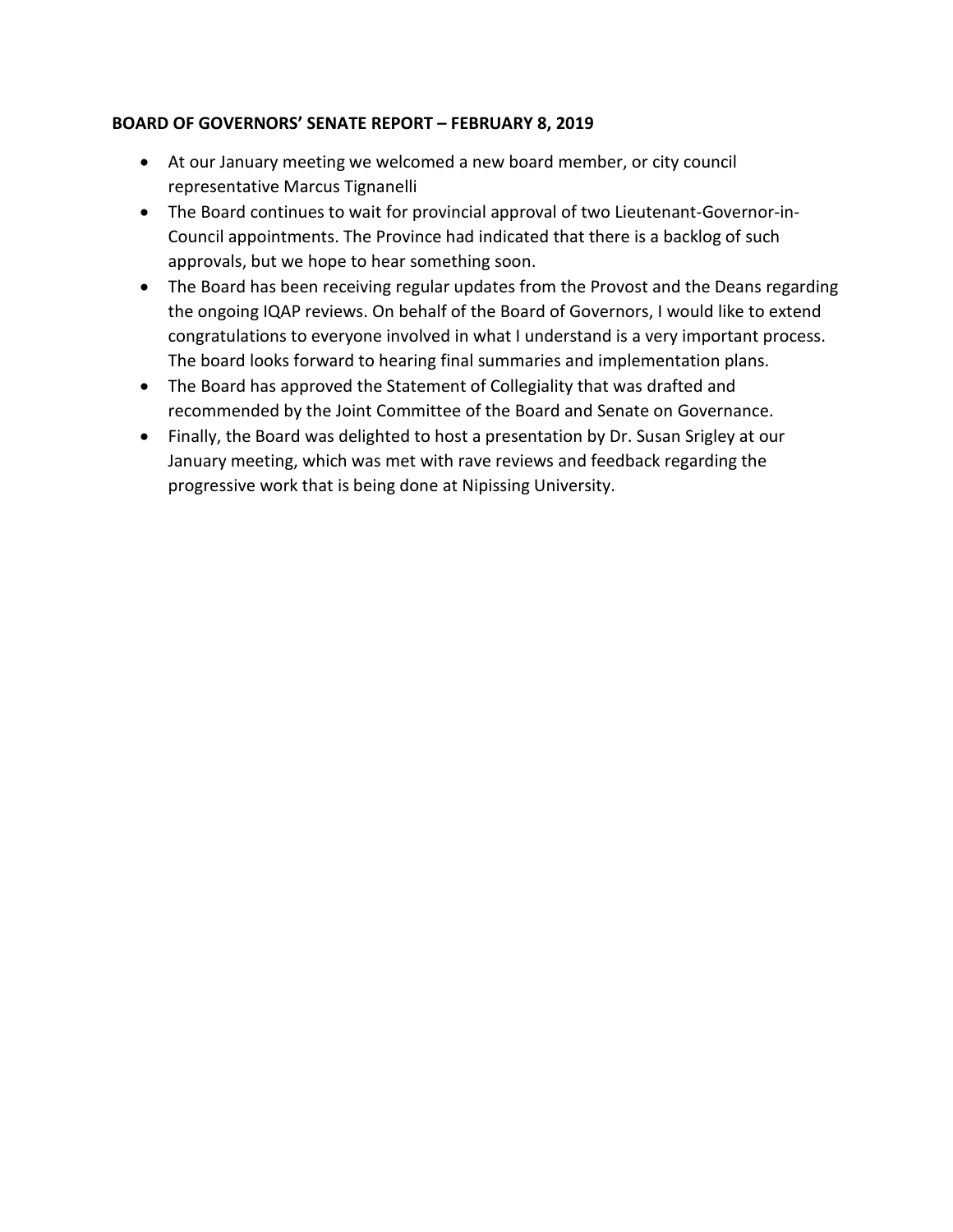**BOARD OF GOVERNORS' SENATE REPORT – FEBRUARY 8, 2019**

- At our January meeting we welcomed a new board member, or city council representative Marcus Tignanelli
- The Board continues to wait for provincial approval of two Lieutenant-Governor-in-Council appointments. The Province had indicated that there is a backlog of such approvals, but we hope to hear something soon.
- The Board has been receiving regular updates from the Provost and the Deans regarding the ongoing IQAP reviews. On behalf of the Board of Governors, I would like to extend congratulations to everyone involved in what I understand is a very important process. The board looks forward to hearing final summaries and implementation plans.
- The Board has approved the Statement of Collegiality that was drafted and recommended by the Joint Committee of the Board and Senate on Governance.
- Finally, the Board was delighted to host a presentation by Dr. Susan Srigley at our January meeting, which was met with rave reviews and feedback regarding the progressive work that is being done at Nipissing University.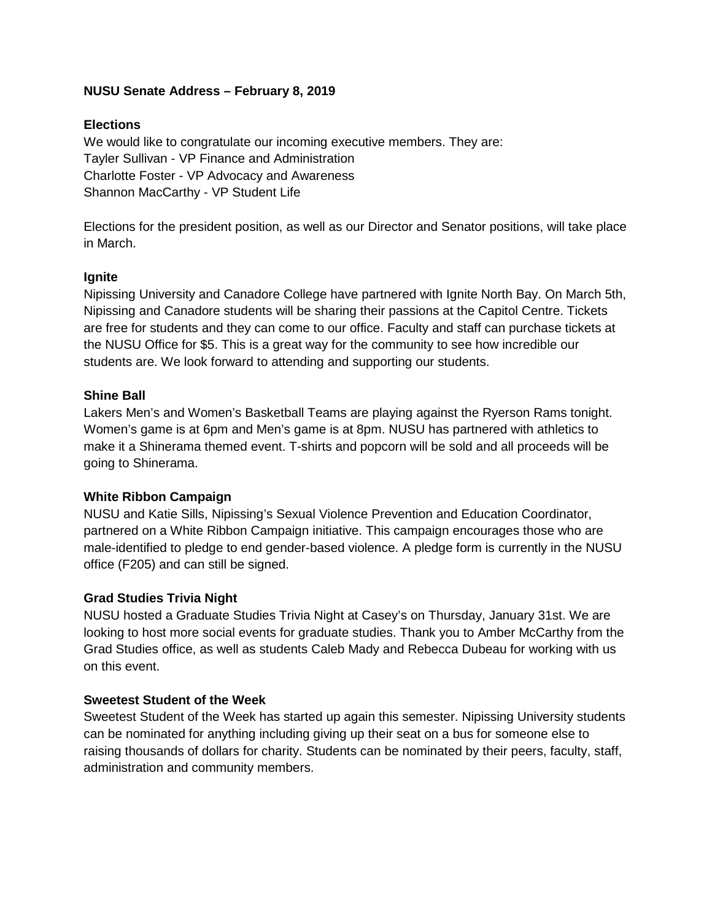**NUSU Senate Address – February 8, 2019**

**Elections**

We would like to congratulate our incoming executive members. They are:
Tayler Sullivan - VP Finance and Administration
Charlotte Foster - VP Advocacy and Awareness
Shannon MacCarthy - VP Student Life

Elections for the president position, as well as our Director and Senator positions, will take place in March.

**Ignite**

Nipissing University and Canadore College have partnered with Ignite North Bay. On March 5th, Nipissing and Canadore students will be sharing their passions at the Capitol Centre. Tickets are free for students and they can come to our office. Faculty and staff can purchase tickets at the NUSU Office for $5. This is a great way for the community to see how incredible our students are. We look forward to attending and supporting our students.

**Shine Ball**

Lakers Men's and Women's Basketball Teams are playing against the Ryerson Rams tonight. Women's game is at 6pm and Men's game is at 8pm. NUSU has partnered with athletics to make it a Shinerama themed event. T-shirts and popcorn will be sold and all proceeds will be going to Shinerama.

**White Ribbon Campaign**

NUSU and Katie Sills, Nipissing's Sexual Violence Prevention and Education Coordinator, partnered on a White Ribbon Campaign initiative. This campaign encourages those who are male-identified to pledge to end gender-based violence. A pledge form is currently in the NUSU office (F205) and can still be signed.

**Grad Studies Trivia Night**

NUSU hosted a Graduate Studies Trivia Night at Casey's on Thursday, January 31st. We are looking to host more social events for graduate studies. Thank you to Amber McCarthy from the Grad Studies office, as well as students Caleb Mady and Rebecca Dubeau for working with us on this event.

**Sweetest Student of the Week**

Sweetest Student of the Week has started up again this semester. Nipissing University students can be nominated for anything including giving up their seat on a bus for someone else to raising thousands of dollars for charity. Students can be nominated by their peers, faculty, staff, administration and community members.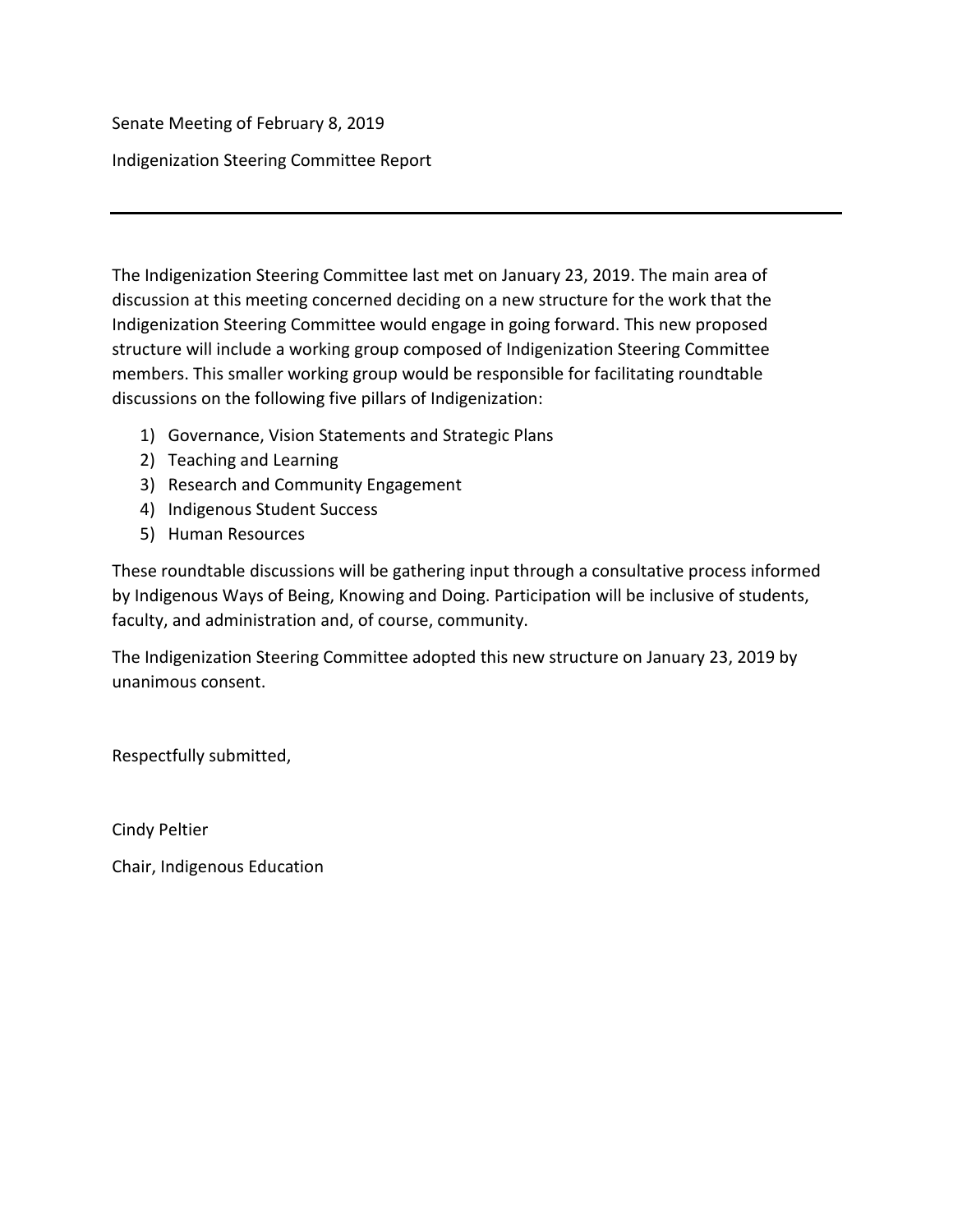Senate Meeting of February 8, 2019

Indigenization Steering Committee Report

---

The Indigenization Steering Committee last met on January 23, 2019. The main area of discussion at this meeting concerned deciding on a new structure for the work that the Indigenization Steering Committee would engage in going forward. This new proposed structure will include a working group composed of Indigenization Steering Committee members. This smaller working group would be responsible for facilitating roundtable discussions on the following five pillars of Indigenization:

1) Governance, Vision Statements and Strategic Plans
2) Teaching and Learning
3) Research and Community Engagement
4) Indigenous Student Success
5) Human Resources

These roundtable discussions will be gathering input through a consultative process informed by Indigenous Ways of Being, Knowing and Doing. Participation will be inclusive of students, faculty, and administration and, of course, community.

The Indigenization Steering Committee adopted this new structure on January 23, 2019 by unanimous consent.

Respectfully submitted,

Cindy Peltier

Chair, Indigenous Education